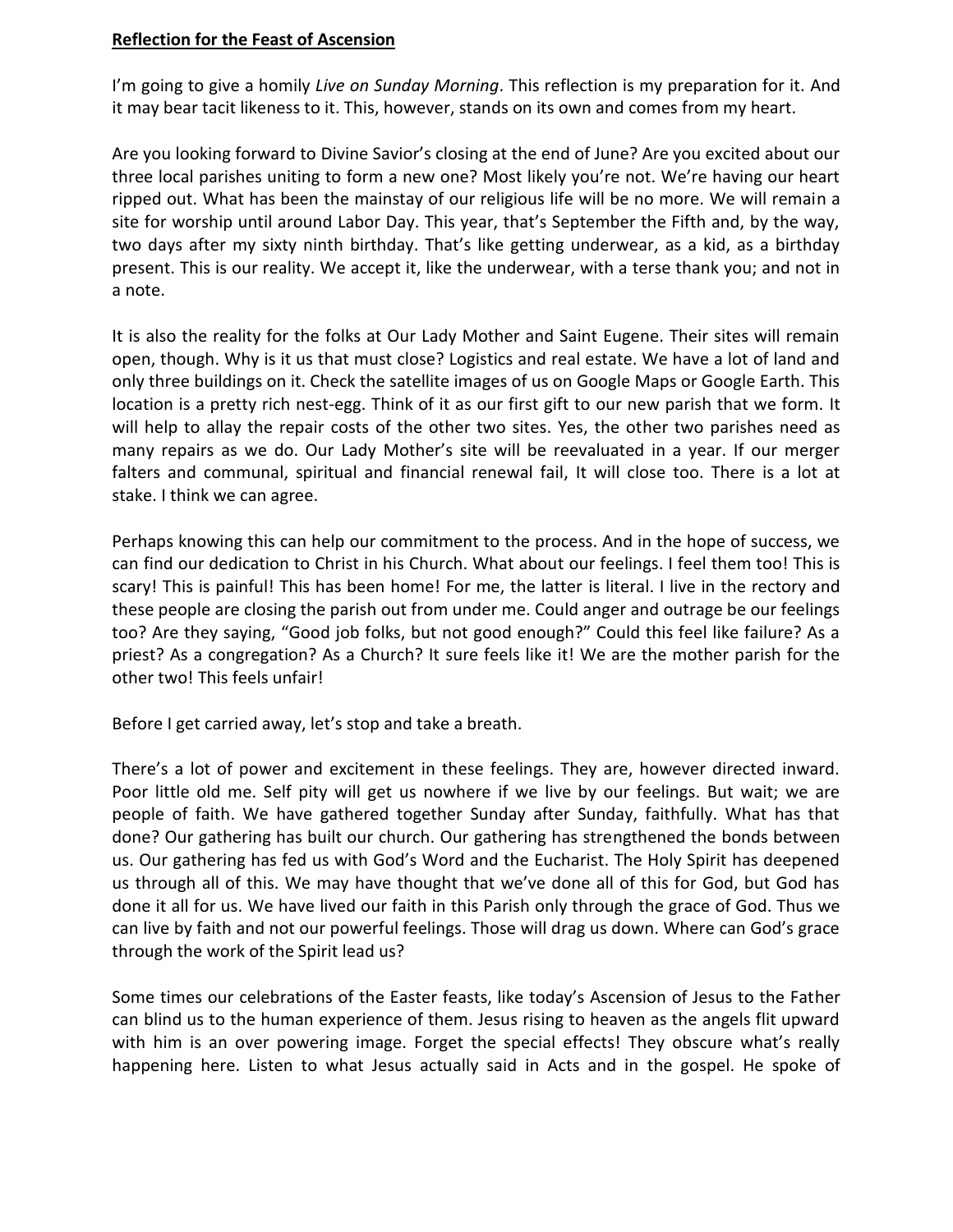**Reflection for the Feast of Ascension**

I'm going to give a homily *Live on Sunday Morning*. This reflection is my preparation for it. And it may bear tacit likeness to it. This, however, stands on its own and comes from my heart.

Are you looking forward to Divine Savior's closing at the end of June? Are you excited about our three local parishes uniting to form a new one? Most likely you're not. We're having our heart ripped out. What has been the mainstay of our religious life will be no more. We will remain a site for worship until around Labor Day. This year, that's September the Fifth and, by the way, two days after my sixty ninth birthday. That's like getting underwear, as a kid, as a birthday present. This is our reality. We accept it, like the underwear, with a terse thank you; and not in a note.

It is also the reality for the folks at Our Lady Mother and Saint Eugene. Their sites will remain open, though. Why is it us that must close? Logistics and real estate. We have a lot of land and only three buildings on it. Check the satellite images of us on Google Maps or Google Earth. This location is a pretty rich nest-egg. Think of it as our first gift to our new parish that we form. It will help to allay the repair costs of the other two sites. Yes, the other two parishes need as many repairs as we do. Our Lady Mother's site will be reevaluated in a year. If our merger falters and communal, spiritual and financial renewal fail, It will close too. There is a lot at stake. I think we can agree.

Perhaps knowing this can help our commitment to the process. And in the hope of success, we can find our dedication to Christ in his Church. What about our feelings. I feel them too! This is scary! This is painful! This has been home! For me, the latter is literal. I live in the rectory and these people are closing the parish out from under me. Could anger and outrage be our feelings too? Are they saying, "Good job folks, but not good enough?" Could this feel like failure? As a priest? As a congregation? As a Church? It sure feels like it! We are the mother parish for the other two! This feels unfair!

Before I get carried away, let's stop and take a breath.

There's a lot of power and excitement in these feelings. They are, however directed inward. Poor little old me. Self pity will get us nowhere if we live by our feelings. But wait; we are people of faith. We have gathered together Sunday after Sunday, faithfully. What has that done? Our gathering has built our church. Our gathering has strengthened the bonds between us. Our gathering has fed us with God's Word and the Eucharist. The Holy Spirit has deepened us through all of this. We may have thought that we've done all of this for God, but God has done it all for us. We have lived our faith in this Parish only through the grace of God. Thus we can live by faith and not our powerful feelings. Those will drag us down. Where can God's grace through the work of the Spirit lead us?

Some times our celebrations of the Easter feasts, like today's Ascension of Jesus to the Father can blind us to the human experience of them. Jesus rising to heaven as the angels flit upward with him is an over powering image. Forget the special effects! They obscure what's really happening here. Listen to what Jesus actually said in Acts and in the gospel. He spoke of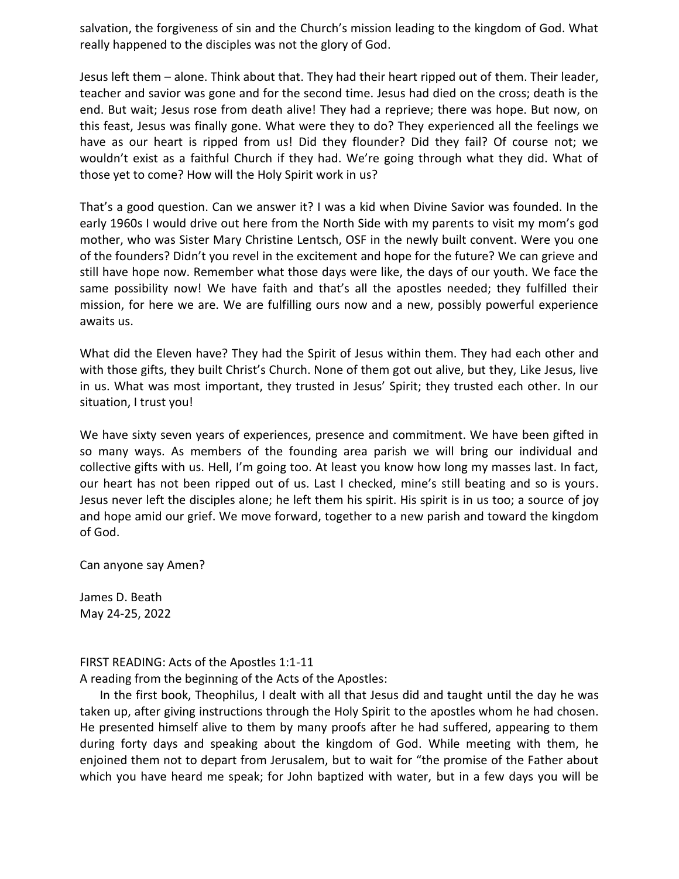salvation, the forgiveness of sin and the Church's mission leading to the kingdom of God. What really happened to the disciples was not the glory of God.

Jesus left them – alone. Think about that. They had their heart ripped out of them. Their leader, teacher and savior was gone and for the second time. Jesus had died on the cross; death is the end. But wait; Jesus rose from death alive! They had a reprieve; there was hope. But now, on this feast, Jesus was finally gone. What were they to do? They experienced all the feelings we have as our heart is ripped from us! Did they flounder? Did they fail? Of course not; we wouldn't exist as a faithful Church if they had. We're going through what they did. What of those yet to come? How will the Holy Spirit work in us?

That's a good question. Can we answer it? I was a kid when Divine Savior was founded. In the early 1960s I would drive out here from the North Side with my parents to visit my mom's god mother, who was Sister Mary Christine Lentsch, OSF in the newly built convent. Were you one of the founders? Didn't you revel in the excitement and hope for the future? We can grieve and still have hope now. Remember what those days were like, the days of our youth. We face the same possibility now! We have faith and that's all the apostles needed; they fulfilled their mission, for here we are. We are fulfilling ours now and a new, possibly powerful experience awaits us.

What did the Eleven have? They had the Spirit of Jesus within them. They had each other and with those gifts, they built Christ's Church. None of them got out alive, but they, Like Jesus, live in us. What was most important, they trusted in Jesus' Spirit; they trusted each other. In our situation, I trust you!

We have sixty seven years of experiences, presence and commitment. We have been gifted in so many ways. As members of the founding area parish we will bring our individual and collective gifts with us. Hell, I'm going too. At least you know how long my masses last. In fact, our heart has not been ripped out of us. Last I checked, mine's still beating and so is yours. Jesus never left the disciples alone; he left them his spirit. His spirit is in us too; a source of joy and hope amid our grief. We move forward, together to a new parish and toward the kingdom of God.

Can anyone say Amen?

James D. Beath
May 24-25, 2022

FIRST READING: Acts of the Apostles 1:1-11
A reading from the beginning of the Acts of the Apostles:

In the first book, Theophilus, I dealt with all that Jesus did and taught until the day he was taken up, after giving instructions through the Holy Spirit to the apostles whom he had chosen. He presented himself alive to them by many proofs after he had suffered, appearing to them during forty days and speaking about the kingdom of God. While meeting with them, he enjoined them not to depart from Jerusalem, but to wait for "the promise of the Father about which you have heard me speak; for John baptized with water, but in a few days you will be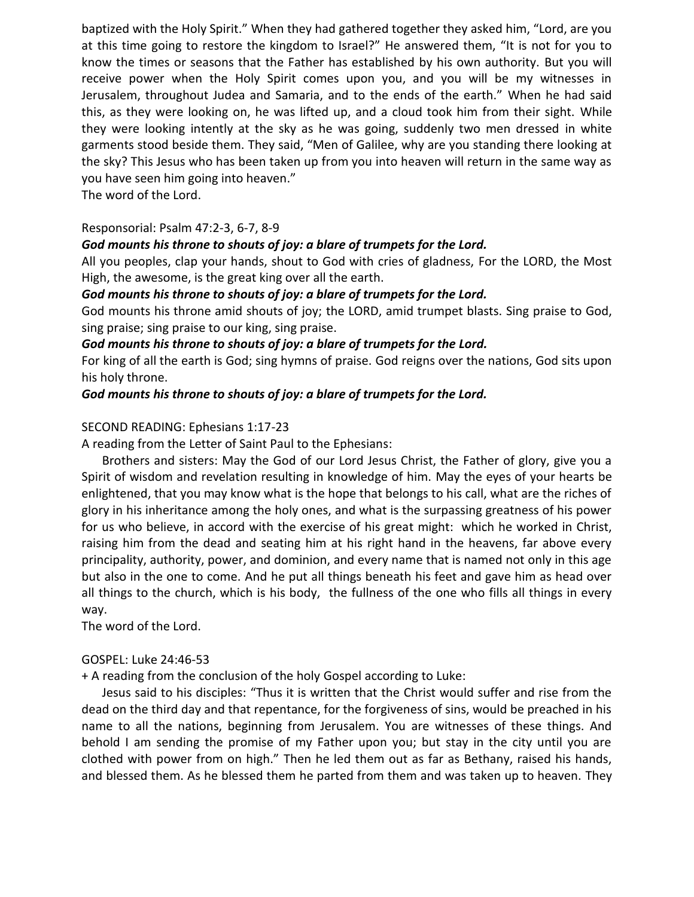baptized with the Holy Spirit." When they had gathered together they asked him, "Lord, are you at this time going to restore the kingdom to Israel?" He answered them, "It is not for you to know the times or seasons that the Father has established by his own authority. But you will receive power when the Holy Spirit comes upon you, and you will be my witnesses in Jerusalem, throughout Judea and Samaria, and to the ends of the earth." When he had said this, as they were looking on, he was lifted up, and a cloud took him from their sight. While they were looking intently at the sky as he was going, suddenly two men dressed in white garments stood beside them. They said, "Men of Galilee, why are you standing there looking at the sky? This Jesus who has been taken up from you into heaven will return in the same way as you have seen him going into heaven."
The word of the Lord.

Responsorial: Psalm 47:2-3, 6-7, 8-9

***God mounts his throne to shouts of joy: a blare of trumpets for the Lord.***

All you peoples, clap your hands, shout to God with cries of gladness, For the LORD, the Most High, the awesome, is the great king over all the earth.

***God mounts his throne to shouts of joy: a blare of trumpets for the Lord.***

God mounts his throne amid shouts of joy; the LORD, amid trumpet blasts. Sing praise to God, sing praise; sing praise to our king, sing praise.

***God mounts his throne to shouts of joy: a blare of trumpets for the Lord.***

For king of all the earth is God; sing hymns of praise. God reigns over the nations, God sits upon his holy throne.

***God mounts his throne to shouts of joy: a blare of trumpets for the Lord.***

SECOND READING: Ephesians 1:17-23

A reading from the Letter of Saint Paul to the Ephesians:

Brothers and sisters: May the God of our Lord Jesus Christ, the Father of glory, give you a Spirit of wisdom and revelation resulting in knowledge of him. May the eyes of your hearts be enlightened, that you may know what is the hope that belongs to his call, what are the riches of glory in his inheritance among the holy ones, and what is the surpassing greatness of his power for us who believe, in accord with the exercise of his great might: which he worked in Christ, raising him from the dead and seating him at his right hand in the heavens, far above every principality, authority, power, and dominion, and every name that is named not only in this age but also in the one to come. And he put all things beneath his feet and gave him as head over all things to the church, which is his body, the fullness of the one who fills all things in every way.
The word of the Lord.

GOSPEL: Luke 24:46-53

+ A reading from the conclusion of the holy Gospel according to Luke:

Jesus said to his disciples: "Thus it is written that the Christ would suffer and rise from the dead on the third day and that repentance, for the forgiveness of sins, would be preached in his name to all the nations, beginning from Jerusalem. You are witnesses of these things. And behold I am sending the promise of my Father upon you; but stay in the city until you are clothed with power from on high." Then he led them out as far as Bethany, raised his hands, and blessed them. As he blessed them he parted from them and was taken up to heaven. They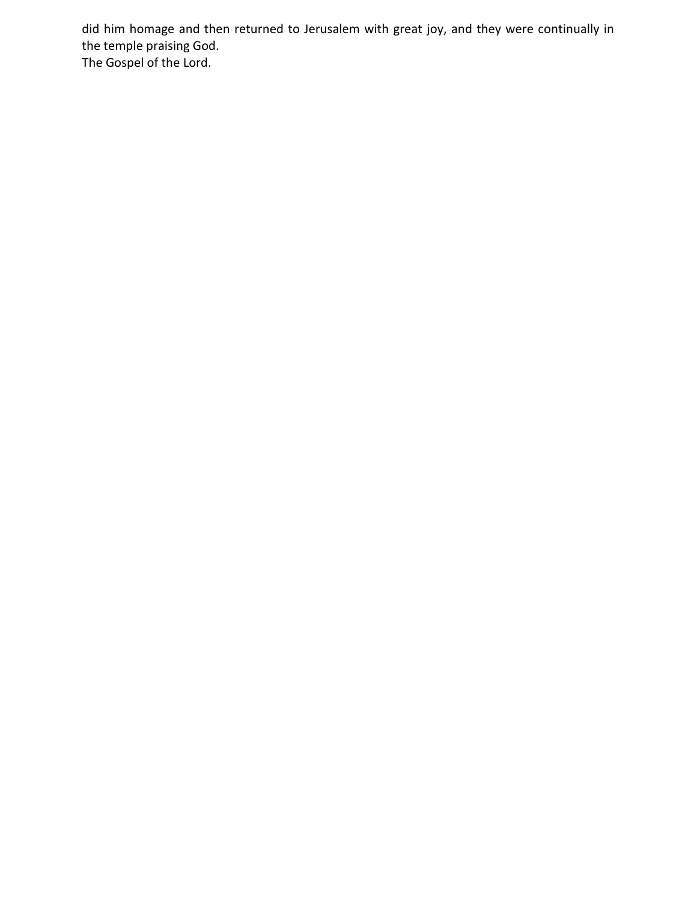did him homage and then returned to Jerusalem with great joy, and they were continually in the temple praising God.
The Gospel of the Lord.